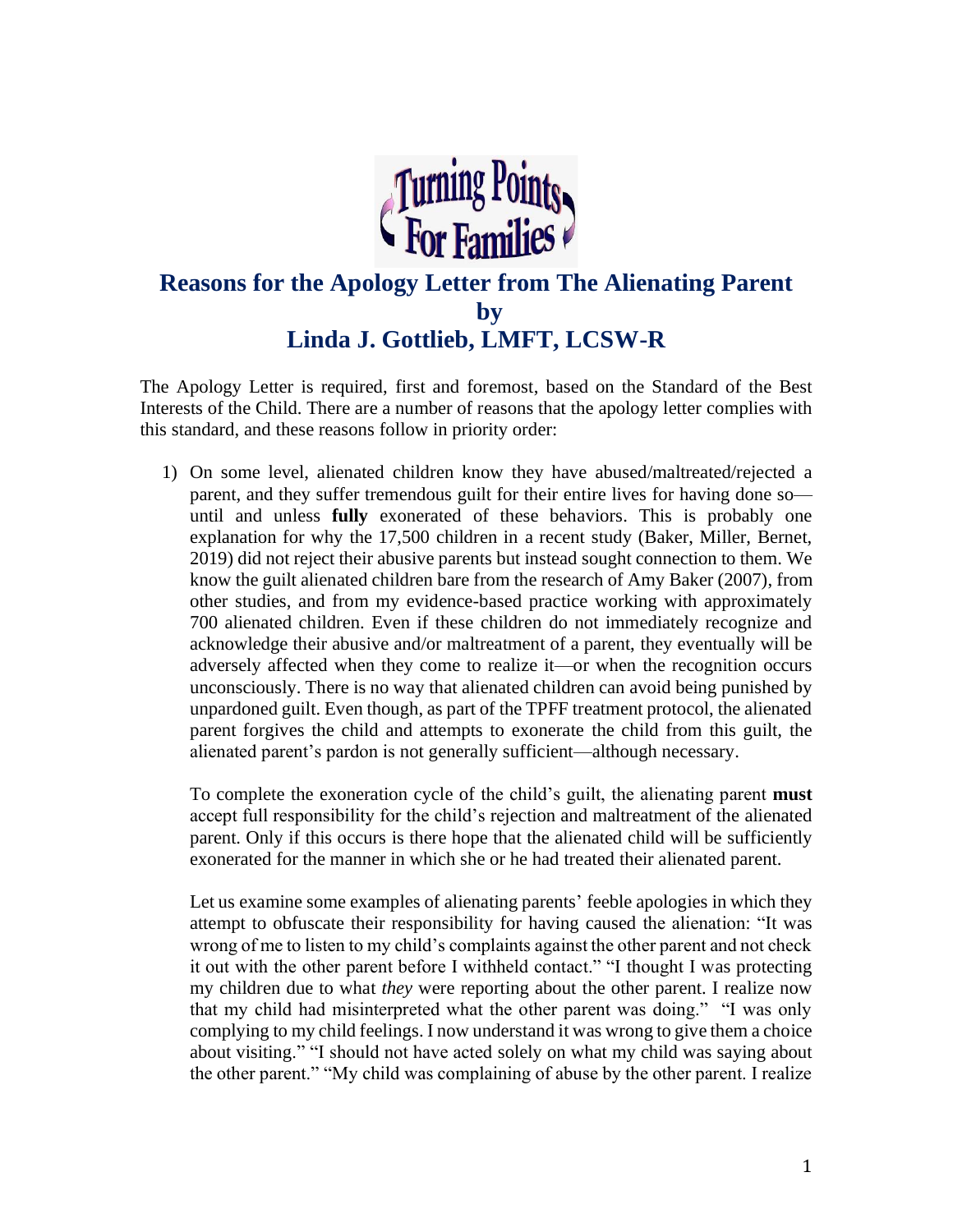Turning Points For Families

# Reasons for the Apology Letter from The Alienating Parent by Linda J. Gottlieb, LMFT, LCSW-R

The Apology Letter is required, first and foremost, based on the Standard of the Best Interests of the Child. There are a number of reasons that the apology letter complies with this standard, and these reasons follow in priority order:

1) On some level, alienated children know they have abused/maltreated/rejected a parent, and they suffer tremendous guilt for their entire lives for having done so—until and unless **fully** exonerated of these behaviors. This is probably one explanation for why the 17,500 children in a recent study (Baker, Miller, Bernet, 2019) did not reject their abusive parents but instead sought connection to them. We know the guilt alienated children bare from the research of Amy Baker (2007), from other studies, and from my evidence-based practice working with approximately 700 alienated children. Even if these children do not immediately recognize and acknowledge their abusive and/or maltreatment of a parent, they eventually will be adversely affected when they come to realize it—or when the recognition occurs unconsciously. There is no way that alienated children can avoid being punished by unpardoned guilt. Even though, as part of the TPFF treatment protocol, the alienated parent forgives the child and attempts to exonerate the child from this guilt, the alienated parent's pardon is not generally sufficient—although necessary.

   To complete the exoneration cycle of the child's guilt, the alienating parent **must** accept full responsibility for the child's rejection and maltreatment of the alienated parent. Only if this occurs is there hope that the alienated child will be sufficiently exonerated for the manner in which she or he had treated their alienated parent.

   Let us examine some examples of alienating parents' feeble apologies in which they attempt to obfuscate their responsibility for having caused the alienation: "It was wrong of me to listen to my child's complaints against the other parent and not check it out with the other parent before I withheld contact." "I thought I was protecting my children due to what *they* were reporting about the other parent. I realize now that my child had misinterpreted what the other parent was doing." "I was only complying to my child feelings. I now understand it was wrong to give them a choice about visiting." "I should not have acted solely on what my child was saying about the other parent." "My child was complaining of abuse by the other parent. I realize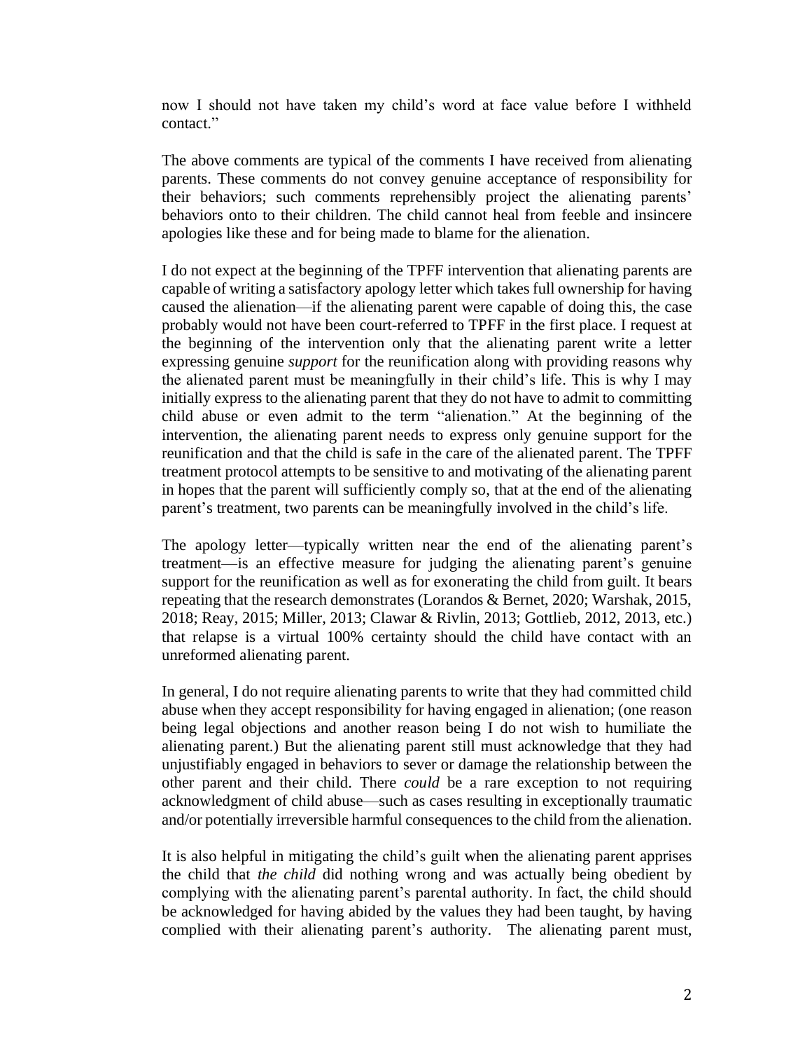now I should not have taken my child's word at face value before I withheld contact."

The above comments are typical of the comments I have received from alienating parents. These comments do not convey genuine acceptance of responsibility for their behaviors; such comments reprehensibly project the alienating parents' behaviors onto to their children. The child cannot heal from feeble and insincere apologies like these and for being made to blame for the alienation.

I do not expect at the beginning of the TPFF intervention that alienating parents are capable of writing a satisfactory apology letter which takes full ownership for having caused the alienation—if the alienating parent were capable of doing this, the case probably would not have been court-referred to TPFF in the first place. I request at the beginning of the intervention only that the alienating parent write a letter expressing genuine *support* for the reunification along with providing reasons why the alienated parent must be meaningfully in their child's life. This is why I may initially express to the alienating parent that they do not have to admit to committing child abuse or even admit to the term "alienation." At the beginning of the intervention, the alienating parent needs to express only genuine support for the reunification and that the child is safe in the care of the alienated parent. The TPFF treatment protocol attempts to be sensitive to and motivating of the alienating parent in hopes that the parent will sufficiently comply so, that at the end of the alienating parent's treatment, two parents can be meaningfully involved in the child's life.

The apology letter—typically written near the end of the alienating parent's treatment—is an effective measure for judging the alienating parent's genuine support for the reunification as well as for exonerating the child from guilt. It bears repeating that the research demonstrates (Lorandos & Bernet, 2020; Warshak, 2015, 2018; Reay, 2015; Miller, 2013; Clawar & Rivlin, 2013; Gottlieb, 2012, 2013, etc.) that relapse is a virtual 100% certainty should the child have contact with an unreformed alienating parent.

In general, I do not require alienating parents to write that they had committed child abuse when they accept responsibility for having engaged in alienation; (one reason being legal objections and another reason being I do not wish to humiliate the alienating parent.) But the alienating parent still must acknowledge that they had unjustifiably engaged in behaviors to sever or damage the relationship between the other parent and their child. There *could* be a rare exception to not requiring acknowledgment of child abuse—such as cases resulting in exceptionally traumatic and/or potentially irreversible harmful consequences to the child from the alienation.

It is also helpful in mitigating the child's guilt when the alienating parent apprises the child that *the child* did nothing wrong and was actually being obedient by complying with the alienating parent's parental authority. In fact, the child should be acknowledged for having abided by the values they had been taught, by having complied with their alienating parent's authority. The alienating parent must,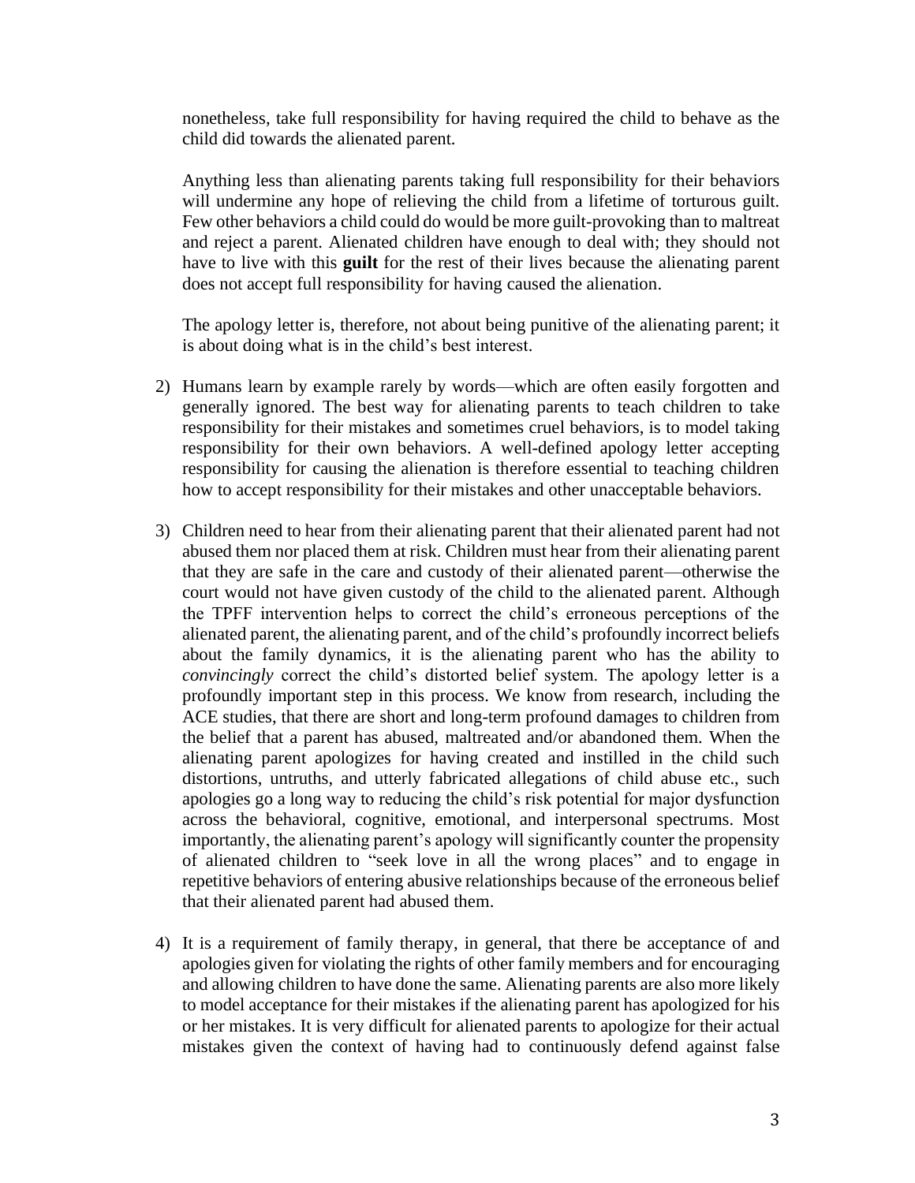nonetheless, take full responsibility for having required the child to behave as the child did towards the alienated parent.

Anything less than alienating parents taking full responsibility for their behaviors will undermine any hope of relieving the child from a lifetime of torturous guilt. Few other behaviors a child could do would be more guilt-provoking than to maltreat and reject a parent. Alienated children have enough to deal with; they should not have to live with this **guilt** for the rest of their lives because the alienating parent does not accept full responsibility for having caused the alienation.

The apology letter is, therefore, not about being punitive of the alienating parent; it is about doing what is in the child's best interest.

2) Humans learn by example rarely by words—which are often easily forgotten and generally ignored. The best way for alienating parents to teach children to take responsibility for their mistakes and sometimes cruel behaviors, is to model taking responsibility for their own behaviors. A well-defined apology letter accepting responsibility for causing the alienation is therefore essential to teaching children how to accept responsibility for their mistakes and other unacceptable behaviors.

3) Children need to hear from their alienating parent that their alienated parent had not abused them nor placed them at risk. Children must hear from their alienating parent that they are safe in the care and custody of their alienated parent—otherwise the court would not have given custody of the child to the alienated parent. Although the TPFF intervention helps to correct the child's erroneous perceptions of the alienated parent, the alienating parent, and of the child's profoundly incorrect beliefs about the family dynamics, it is the alienating parent who has the ability to *convincingly* correct the child's distorted belief system. The apology letter is a profoundly important step in this process. We know from research, including the ACE studies, that there are short and long-term profound damages to children from the belief that a parent has abused, maltreated and/or abandoned them. When the alienating parent apologizes for having created and instilled in the child such distortions, untruths, and utterly fabricated allegations of child abuse etc., such apologies go a long way to reducing the child's risk potential for major dysfunction across the behavioral, cognitive, emotional, and interpersonal spectrums. Most importantly, the alienating parent's apology will significantly counter the propensity of alienated children to "seek love in all the wrong places" and to engage in repetitive behaviors of entering abusive relationships because of the erroneous belief that their alienated parent had abused them.

4) It is a requirement of family therapy, in general, that there be acceptance of and apologies given for violating the rights of other family members and for encouraging and allowing children to have done the same. Alienating parents are also more likely to model acceptance for their mistakes if the alienating parent has apologized for his or her mistakes. It is very difficult for alienated parents to apologize for their actual mistakes given the context of having had to continuously defend against false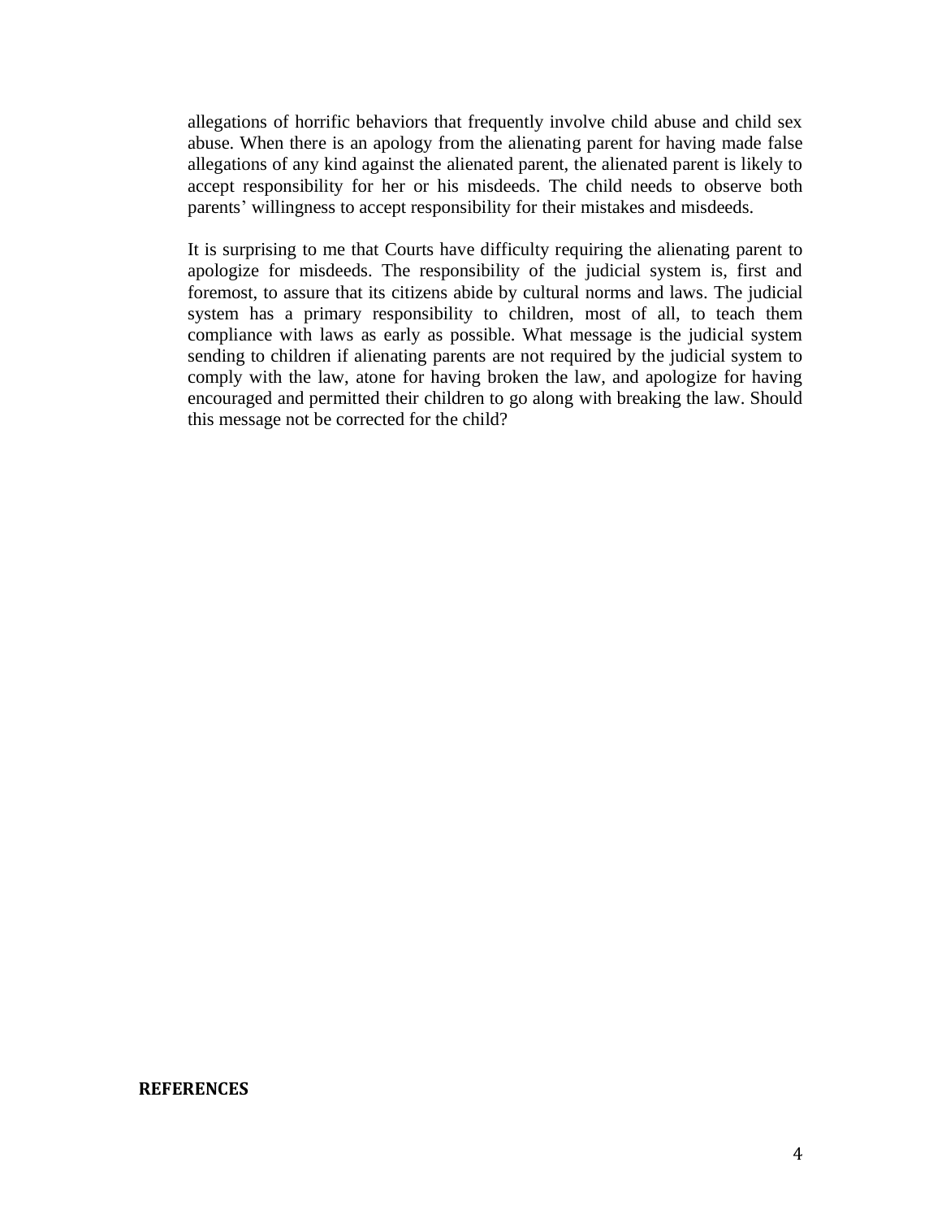allegations of horrific behaviors that frequently involve child abuse and child sex abuse. When there is an apology from the alienating parent for having made false allegations of any kind against the alienated parent, the alienated parent is likely to accept responsibility for her or his misdeeds. The child needs to observe both parents' willingness to accept responsibility for their mistakes and misdeeds.

It is surprising to me that Courts have difficulty requiring the alienating parent to apologize for misdeeds. The responsibility of the judicial system is, first and foremost, to assure that its citizens abide by cultural norms and laws. The judicial system has a primary responsibility to children, most of all, to teach them compliance with laws as early as possible. What message is the judicial system sending to children if alienating parents are not required by the judicial system to comply with the law, atone for having broken the law, and apologize for having encouraged and permitted their children to go along with breaking the law. Should this message not be corrected for the child?

**REFERENCES**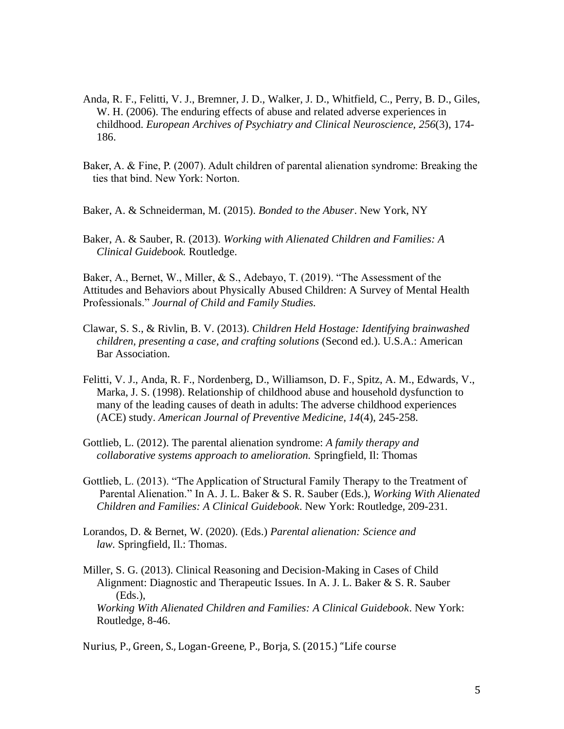Anda, R. F., Felitti, V. J., Bremner, J. D., Walker, J. D., Whitfield, C., Perry, B. D., Giles, W. H. (2006). The enduring effects of abuse and related adverse experiences in childhood. *European Archives of Psychiatry and Clinical Neuroscience, 256*(3), 174-186.

Baker, A. & Fine, P. (2007). Adult children of parental alienation syndrome: Breaking the ties that bind. New York: Norton.

Baker, A. & Schneiderman, M. (2015). *Bonded to the Abuser*. New York, NY

Baker, A. & Sauber, R. (2013). *Working with Alienated Children and Families: A Clinical Guidebook.* Routledge.

Baker, A., Bernet, W., Miller, & S., Adebayo, T. (2019). "The Assessment of the Attitudes and Behaviors about Physically Abused Children: A Survey of Mental Health Professionals." *Journal of Child and Family Studies.*

Clawar, S. S., & Rivlin, B. V. (2013). *Children Held Hostage: Identifying brainwashed children, presenting a case, and crafting solutions* (Second ed.). U.S.A.: American Bar Association.

Felitti, V. J., Anda, R. F., Nordenberg, D., Williamson, D. F., Spitz, A. M., Edwards, V., Marka, J. S. (1998). Relationship of childhood abuse and household dysfunction to many of the leading causes of death in adults: The adverse childhood experiences (ACE) study. *American Journal of Preventive Medicine, 14*(4), 245-258.

Gottlieb, L. (2012). The parental alienation syndrome: *A family therapy and collaborative systems approach to amelioration.* Springfield, Il: Thomas

Gottlieb, L. (2013). "The Application of Structural Family Therapy to the Treatment of Parental Alienation." In A. J. L. Baker & S. R. Sauber (Eds.), *Working With Alienated Children and Families: A Clinical Guidebook*. New York: Routledge, 209-231.

Lorandos, D. & Bernet, W. (2020). (Eds.) *Parental alienation: Science and law.* Springfield, Il.: Thomas.

Miller, S. G. (2013). Clinical Reasoning and Decision-Making in Cases of Child Alignment: Diagnostic and Therapeutic Issues. In A. J. L. Baker & S. R. Sauber (Eds.), *Working With Alienated Children and Families: A Clinical Guidebook*. New York: Routledge, 8-46.

Nurius, P., Green, S., Logan-Greene, P., Borja, S. (2015.) "Life course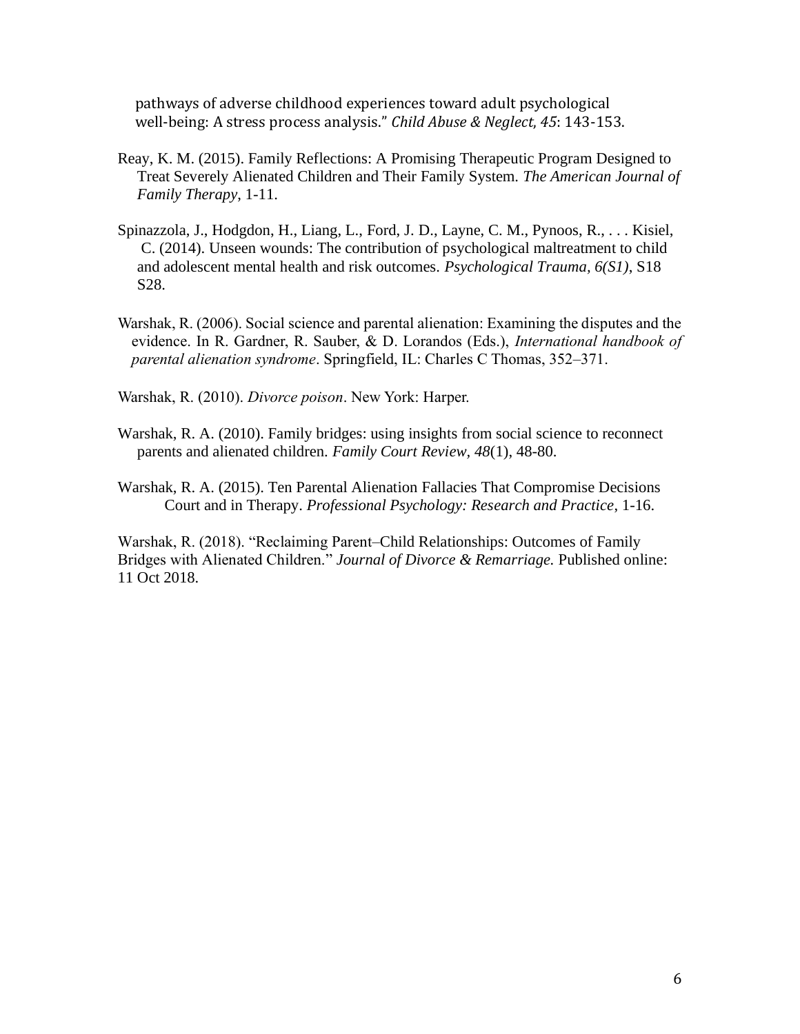pathways of adverse childhood experiences toward adult psychological well-being: A stress process analysis." *Child Abuse & Neglect, 45*: 143-153.

Reay, K. M. (2015). Family Reflections: A Promising Therapeutic Program Designed to Treat Severely Alienated Children and Their Family System. *The American Journal of Family Therapy*, 1-11.

Spinazzola, J., Hodgdon, H., Liang, L., Ford, J. D., Layne, C. M., Pynoos, R., . . . Kisiel, C. (2014). Unseen wounds: The contribution of psychological maltreatment to child and adolescent mental health and risk outcomes. *Psychological Trauma, 6(S1)*, S18 S28.

Warshak, R. (2006). Social science and parental alienation: Examining the disputes and the evidence. In R. Gardner, R. Sauber, & D. Lorandos (Eds.), *International handbook of parental alienation syndrome*. Springfield, IL: Charles C Thomas, 352–371.

Warshak, R. (2010). *Divorce poison*. New York: Harper.

Warshak, R. A. (2010). Family bridges: using insights from social science to reconnect parents and alienated children. *Family Court Review, 48*(1), 48-80.

Warshak, R. A. (2015). Ten Parental Alienation Fallacies That Compromise Decisions Court and in Therapy. *Professional Psychology: Research and Practice*, 1-16.

Warshak, R. (2018). "Reclaiming Parent–Child Relationships: Outcomes of Family Bridges with Alienated Children." *Journal of Divorce & Remarriage.* Published online: 11 Oct 2018.